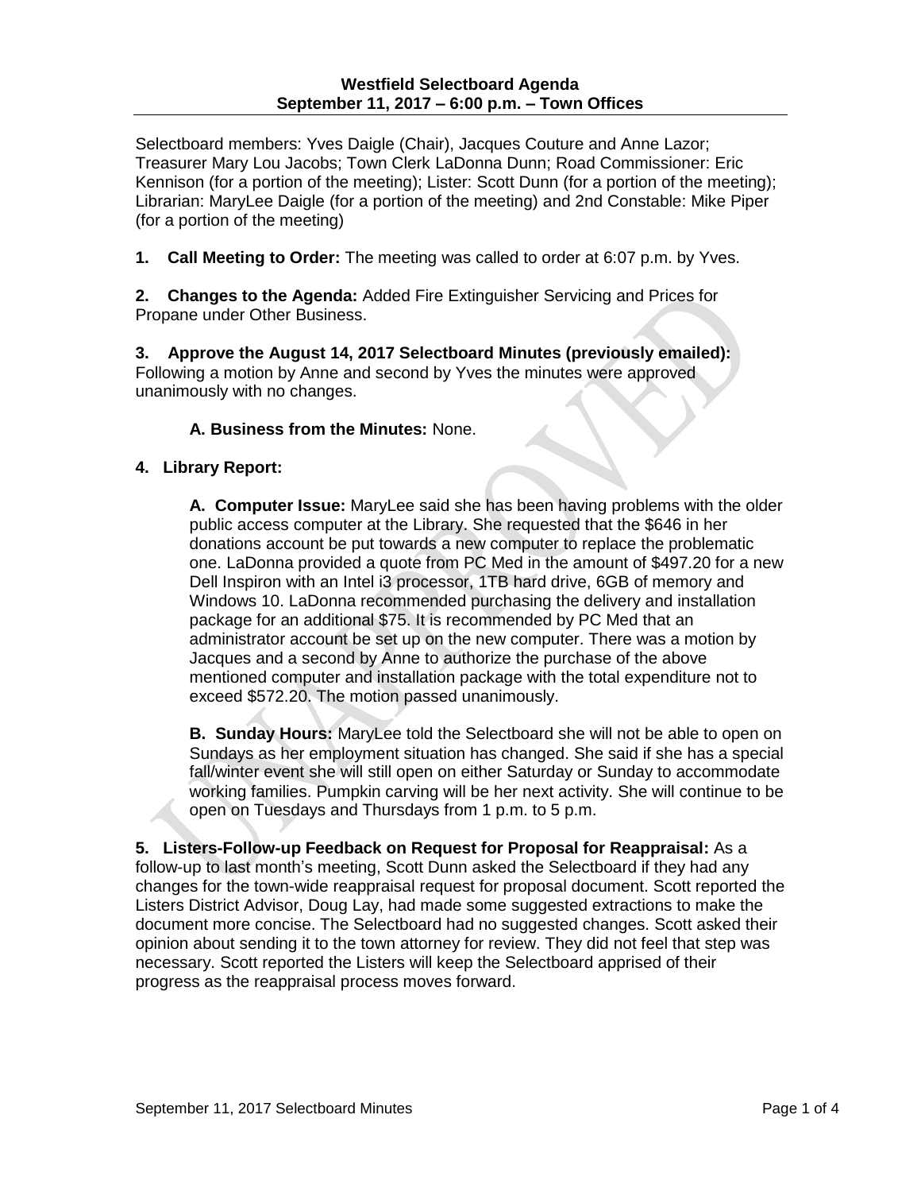**Westfield Selectboard Agenda**
**September 11, 2017 – 6:00 p.m. – Town Offices**

Selectboard members: Yves Daigle (Chair), Jacques Couture and Anne Lazor; Treasurer Mary Lou Jacobs; Town Clerk LaDonna Dunn; Road Commissioner: Eric Kennison (for a portion of the meeting); Lister: Scott Dunn (for a portion of the meeting); Librarian: MaryLee Daigle (for a portion of the meeting) and 2nd Constable: Mike Piper (for a portion of the meeting)

**1. Call Meeting to Order:** The meeting was called to order at 6:07 p.m. by Yves.

**2. Changes to the Agenda:** Added Fire Extinguisher Servicing and Prices for Propane under Other Business.

**3. Approve the August 14, 2017 Selectboard Minutes (previously emailed):** Following a motion by Anne and second by Yves the minutes were approved unanimously with no changes.

**A. Business from the Minutes:** None.

**4. Library Report:**

**A. Computer Issue:** MaryLee said she has been having problems with the older public access computer at the Library. She requested that the $646 in her donations account be put towards a new computer to replace the problematic one. LaDonna provided a quote from PC Med in the amount of $497.20 for a new Dell Inspiron with an Intel i3 processor, 1TB hard drive, 6GB of memory and Windows 10. LaDonna recommended purchasing the delivery and installation package for an additional $75. It is recommended by PC Med that an administrator account be set up on the new computer. There was a motion by Jacques and a second by Anne to authorize the purchase of the above mentioned computer and installation package with the total expenditure not to exceed $572.20. The motion passed unanimously.

**B. Sunday Hours:** MaryLee told the Selectboard she will not be able to open on Sundays as her employment situation has changed. She said if she has a special fall/winter event she will still open on either Saturday or Sunday to accommodate working families. Pumpkin carving will be her next activity. She will continue to be open on Tuesdays and Thursdays from 1 p.m. to 5 p.m.

**5. Listers-Follow-up Feedback on Request for Proposal for Reappraisal:** As a follow-up to last month's meeting, Scott Dunn asked the Selectboard if they had any changes for the town-wide reappraisal request for proposal document. Scott reported the Listers District Advisor, Doug Lay, had made some suggested extractions to make the document more concise. The Selectboard had no suggested changes. Scott asked their opinion about sending it to the town attorney for review. They did not feel that step was necessary. Scott reported the Listers will keep the Selectboard apprised of their progress as the reappraisal process moves forward.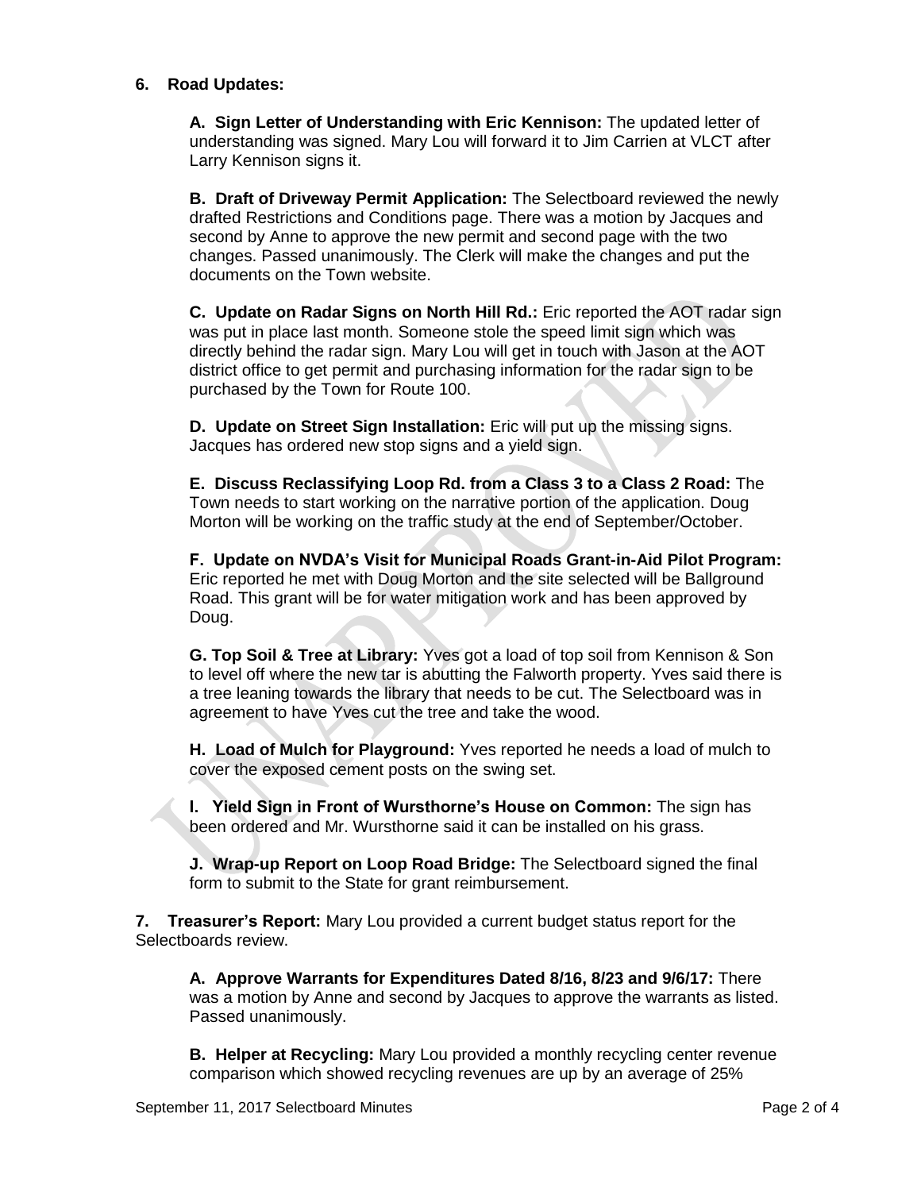**6. Road Updates:**

**A. Sign Letter of Understanding with Eric Kennison:** The updated letter of understanding was signed. Mary Lou will forward it to Jim Carrien at VLCT after Larry Kennison signs it.

**B. Draft of Driveway Permit Application:** The Selectboard reviewed the newly drafted Restrictions and Conditions page. There was a motion by Jacques and second by Anne to approve the new permit and second page with the two changes. Passed unanimously. The Clerk will make the changes and put the documents on the Town website.

**C. Update on Radar Signs on North Hill Rd.:** Eric reported the AOT radar sign was put in place last month. Someone stole the speed limit sign which was directly behind the radar sign. Mary Lou will get in touch with Jason at the AOT district office to get permit and purchasing information for the radar sign to be purchased by the Town for Route 100.

**D. Update on Street Sign Installation:** Eric will put up the missing signs. Jacques has ordered new stop signs and a yield sign.

**E. Discuss Reclassifying Loop Rd. from a Class 3 to a Class 2 Road:** The Town needs to start working on the narrative portion of the application. Doug Morton will be working on the traffic study at the end of September/October.

**F. Update on NVDA's Visit for Municipal Roads Grant-in-Aid Pilot Program:** Eric reported he met with Doug Morton and the site selected will be Ballground Road. This grant will be for water mitigation work and has been approved by Doug.

**G. Top Soil & Tree at Library:** Yves got a load of top soil from Kennison & Son to level off where the new tar is abutting the Falworth property. Yves said there is a tree leaning towards the library that needs to be cut. The Selectboard was in agreement to have Yves cut the tree and take the wood.

**H. Load of Mulch for Playground:** Yves reported he needs a load of mulch to cover the exposed cement posts on the swing set.

**I. Yield Sign in Front of Wursthorne's House on Common:** The sign has been ordered and Mr. Wursthorne said it can be installed on his grass.

**J. Wrap-up Report on Loop Road Bridge:** The Selectboard signed the final form to submit to the State for grant reimbursement.

**7. Treasurer's Report:** Mary Lou provided a current budget status report for the Selectboards review.

**A. Approve Warrants for Expenditures Dated 8/16, 8/23 and 9/6/17:** There was a motion by Anne and second by Jacques to approve the warrants as listed. Passed unanimously.

**B. Helper at Recycling:** Mary Lou provided a monthly recycling center revenue comparison which showed recycling revenues are up by an average of 25%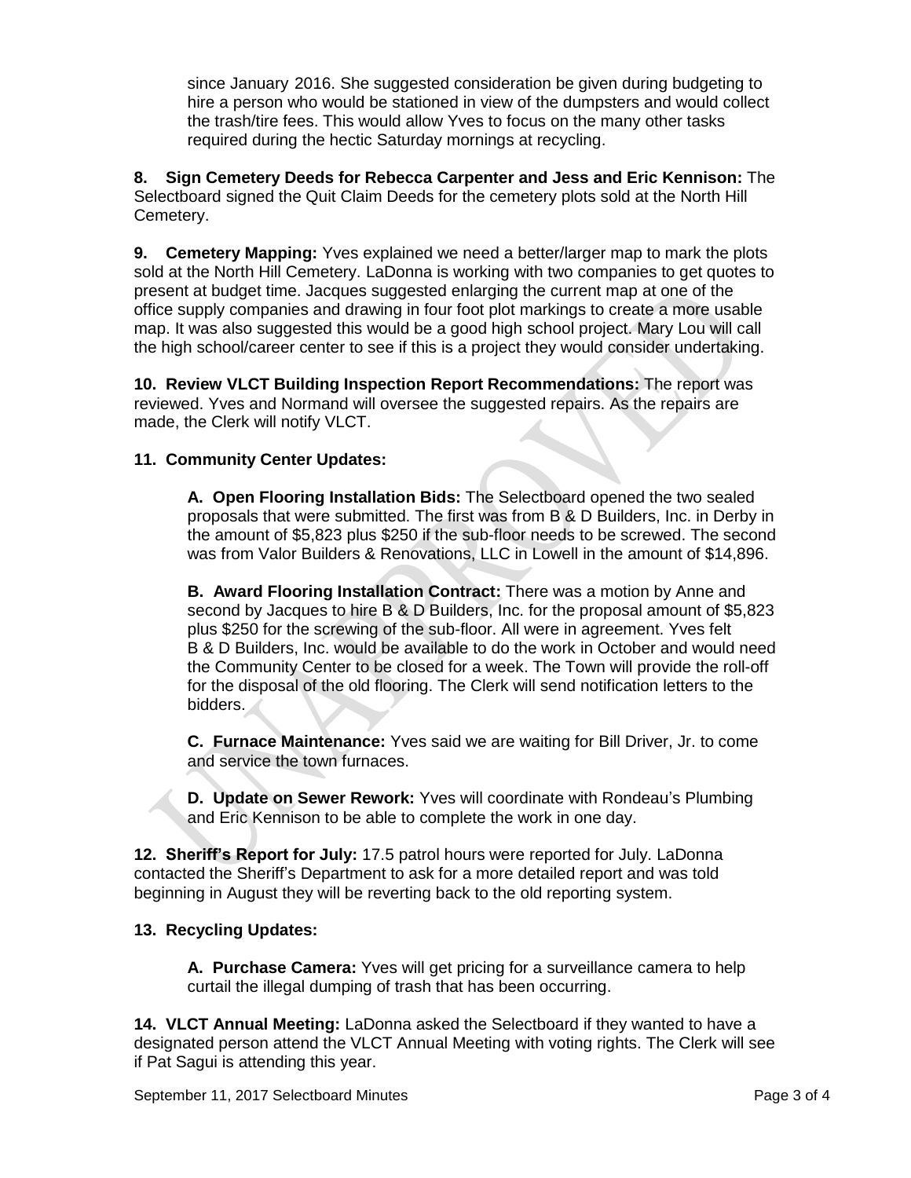since January 2016. She suggested consideration be given during budgeting to hire a person who would be stationed in view of the dumpsters and would collect the trash/tire fees. This would allow Yves to focus on the many other tasks required during the hectic Saturday mornings at recycling.

**8. Sign Cemetery Deeds for Rebecca Carpenter and Jess and Eric Kennison:** The Selectboard signed the Quit Claim Deeds for the cemetery plots sold at the North Hill Cemetery.

**9. Cemetery Mapping:** Yves explained we need a better/larger map to mark the plots sold at the North Hill Cemetery. LaDonna is working with two companies to get quotes to present at budget time. Jacques suggested enlarging the current map at one of the office supply companies and drawing in four foot plot markings to create a more usable map. It was also suggested this would be a good high school project. Mary Lou will call the high school/career center to see if this is a project they would consider undertaking.

**10. Review VLCT Building Inspection Report Recommendations:** The report was reviewed. Yves and Normand will oversee the suggested repairs. As the repairs are made, the Clerk will notify VLCT.

**11. Community Center Updates:**

**A. Open Flooring Installation Bids:** The Selectboard opened the two sealed proposals that were submitted. The first was from B & D Builders, Inc. in Derby in the amount of $5,823 plus $250 if the sub-floor needs to be screwed. The second was from Valor Builders & Renovations, LLC in Lowell in the amount of $14,896.

**B. Award Flooring Installation Contract:** There was a motion by Anne and second by Jacques to hire B & D Builders, Inc. for the proposal amount of $5,823 plus $250 for the screwing of the sub-floor. All were in agreement. Yves felt B & D Builders, Inc. would be available to do the work in October and would need the Community Center to be closed for a week. The Town will provide the roll-off for the disposal of the old flooring. The Clerk will send notification letters to the bidders.

**C. Furnace Maintenance:** Yves said we are waiting for Bill Driver, Jr. to come and service the town furnaces.

**D. Update on Sewer Rework:** Yves will coordinate with Rondeau's Plumbing and Eric Kennison to be able to complete the work in one day.

**12. Sheriff's Report for July:** 17.5 patrol hours were reported for July. LaDonna contacted the Sheriff's Department to ask for a more detailed report and was told beginning in August they will be reverting back to the old reporting system.

**13. Recycling Updates:**

**A. Purchase Camera:** Yves will get pricing for a surveillance camera to help curtail the illegal dumping of trash that has been occurring.

**14. VLCT Annual Meeting:** LaDonna asked the Selectboard if they wanted to have a designated person attend the VLCT Annual Meeting with voting rights. The Clerk will see if Pat Sagui is attending this year.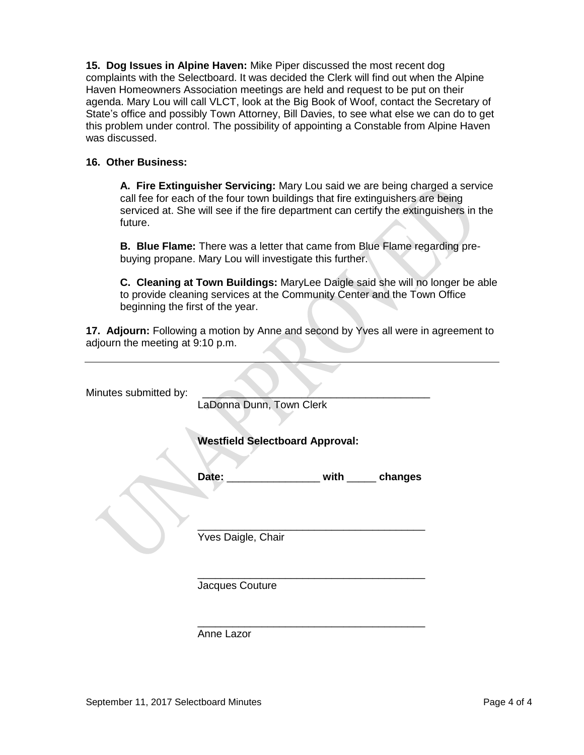**15. Dog Issues in Alpine Haven:** Mike Piper discussed the most recent dog complaints with the Selectboard. It was decided the Clerk will find out when the Alpine Haven Homeowners Association meetings are held and request to be put on their agenda. Mary Lou will call VLCT, look at the Big Book of Woof, contact the Secretary of State's office and possibly Town Attorney, Bill Davies, to see what else we can do to get this problem under control. The possibility of appointing a Constable from Alpine Haven was discussed.

**16. Other Business:**

> **A. Fire Extinguisher Servicing:** Mary Lou said we are being charged a service call fee for each of the four town buildings that fire extinguishers are being serviced at. She will see if the fire department can certify the extinguishers in the future.
>
> **B. Blue Flame:** There was a letter that came from Blue Flame regarding pre-buying propane. Mary Lou will investigate this further.
>
> **C. Cleaning at Town Buildings:** MaryLee Daigle said she will no longer be able to provide cleaning services at the Community Center and the Town Office beginning the first of the year.

**17. Adjourn:** Following a motion by Anne and second by Yves all were in agreement to adjourn the meeting at 9:10 p.m.

---

Minutes submitted by: ________________________________________
LaDonna Dunn, Town Clerk

**Westfield Selectboard Approval:**

**Date:** ________________ **with** _____ **changes**

________________________________________
Yves Daigle, Chair

________________________________________
Jacques Couture

________________________________________
Anne Lazor

UNAPPROVED